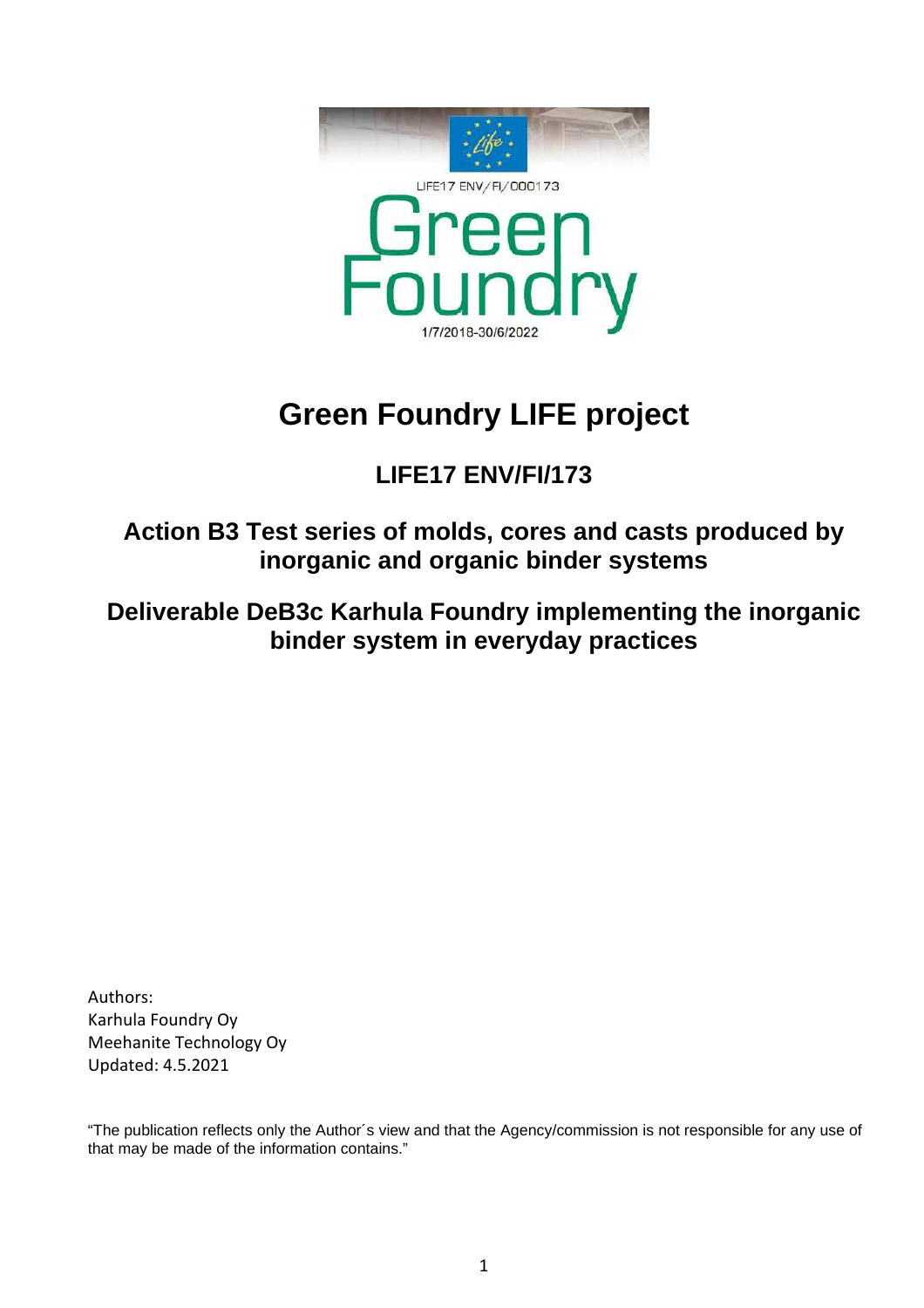LIFE17 ENV/FI/000173

Green Foundry

1/7/2018-30/6/2022

# Green Foundry LIFE project

## LIFE17 ENV/FI/173

## Action B3 Test series of molds, cores and casts produced by inorganic and organic binder systems

## Deliverable DeB3c Karhula Foundry implementing the inorganic binder system in everyday practices

Authors:
Karhula Foundry Oy
Meehanite Technology Oy
Updated: 4.5.2021

"The publication reflects only the Author´s view and that the Agency/commission is not responsible for any use of that may be made of the information contains."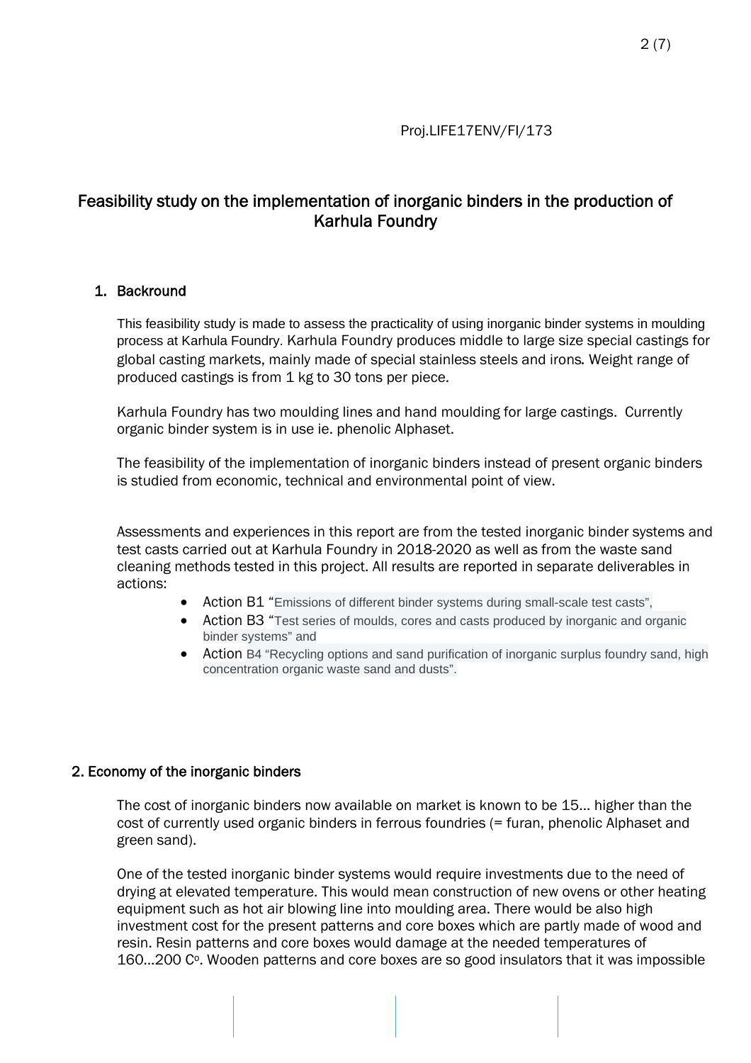Proj.LIFE17ENV/FI/173

# Feasibility study on the implementation of inorganic binders in the production of Karhula Foundry

## 1. Backround

This feasibility study is made to assess the practicality of using inorganic binder systems in moulding process at Karhula Foundry. Karhula Foundry produces middle to large size special castings for global casting markets, mainly made of special stainless steels and irons. Weight range of produced castings is from 1 kg to 30 tons per piece.

Karhula Foundry has two moulding lines and hand moulding for large castings. Currently organic binder system is in use ie. phenolic Alphaset.

The feasibility of the implementation of inorganic binders instead of present organic binders is studied from economic, technical and environmental point of view.

Assessments and experiences in this report are from the tested inorganic binder systems and test casts carried out at Karhula Foundry in 2018-2020 as well as from the waste sand cleaning methods tested in this project. All results are reported in separate deliverables in actions:

- Action B1 "Emissions of different binder systems during small-scale test casts",
- Action B3 "Test series of moulds, cores and casts produced by inorganic and organic binder systems" and
- Action B4 "Recycling options and sand purification of inorganic surplus foundry sand, high concentration organic waste sand and dusts".

## 2. Economy of the inorganic binders

The cost of inorganic binders now available on market is known to be 15… higher than the cost of currently used organic binders in ferrous foundries (= furan, phenolic Alphaset and green sand).

One of the tested inorganic binder systems would require investments due to the need of drying at elevated temperature. This would mean construction of new ovens or other heating equipment such as hot air blowing line into moulding area. There would be also high investment cost for the present patterns and core boxes which are partly made of wood and resin. Resin patterns and core boxes would damage at the needed temperatures of 160…200 C$^{o}$. Wooden patterns and core boxes are so good insulators that it was impossible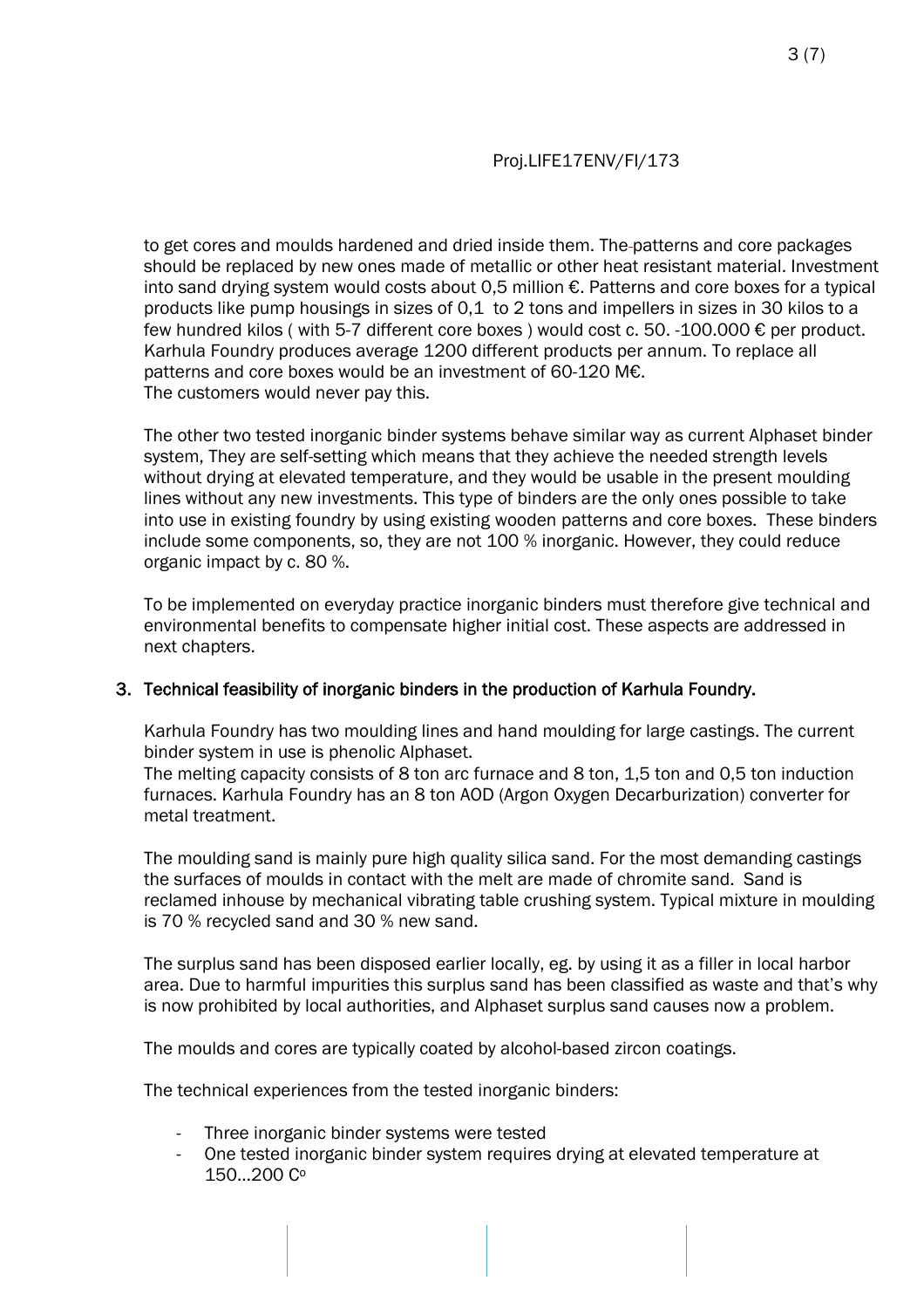to get cores and moulds hardened and dried inside them. The patterns and core packages should be replaced by new ones made of metallic or other heat resistant material. Investment into sand drying system would costs about 0,5 million €. Patterns and core boxes for a typical products like pump housings in sizes of 0,1 to 2 tons and impellers in sizes in 30 kilos to a few hundred kilos ( with 5-7 different core boxes ) would cost c. 50. -100.000 € per product. Karhula Foundry produces average 1200 different products per annum. To replace all patterns and core boxes would be an investment of 60-120 M€.
The customers would never pay this.

The other two tested inorganic binder systems behave similar way as current Alphaset binder system, They are self-setting which means that they achieve the needed strength levels without drying at elevated temperature, and they would be usable in the present moulding lines without any new investments. This type of binders are the only ones possible to take into use in existing foundry by using existing wooden patterns and core boxes. These binders include some components, so, they are not 100 % inorganic. However, they could reduce organic impact by c. 80 %.

To be implemented on everyday practice inorganic binders must therefore give technical and environmental benefits to compensate higher initial cost. These aspects are addressed in next chapters.

## 3. Technical feasibility of inorganic binders in the production of Karhula Foundry.

Karhula Foundry has two moulding lines and hand moulding for large castings. The current binder system in use is phenolic Alphaset.
The melting capacity consists of 8 ton arc furnace and 8 ton, 1,5 ton and 0,5 ton induction furnaces. Karhula Foundry has an 8 ton AOD (Argon Oxygen Decarburization) converter for metal treatment.

The moulding sand is mainly pure high quality silica sand. For the most demanding castings the surfaces of moulds in contact with the melt are made of chromite sand. Sand is reclamed inhouse by mechanical vibrating table crushing system. Typical mixture in moulding is 70 % recycled sand and 30 % new sand.

The surplus sand has been disposed earlier locally, eg. by using it as a filler in local harbor area. Due to harmful impurities this surplus sand has been classified as waste and that's why is now prohibited by local authorities, and Alphaset surplus sand causes now a problem.

The moulds and cores are typically coated by alcohol-based zircon coatings.

The technical experiences from the tested inorganic binders:

- Three inorganic binder systems were tested
- One tested inorganic binder system requires drying at elevated temperature at 150…200 C°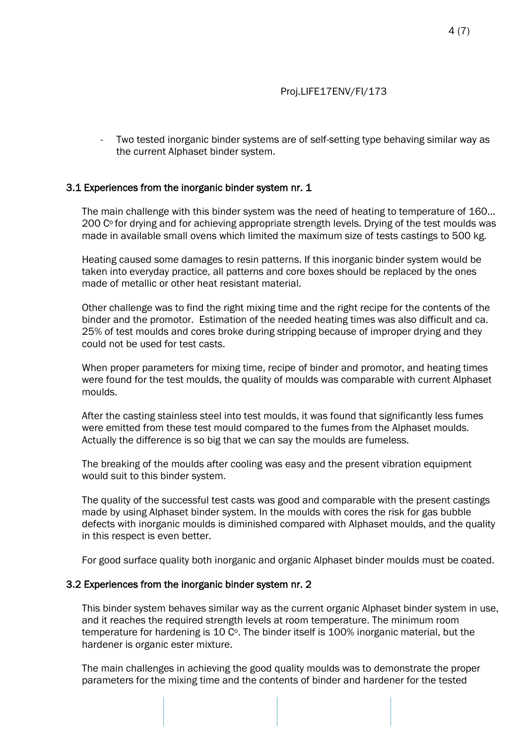Proj.LIFE17ENV/FI/173

- Two tested inorganic binder systems are of self-setting type behaving similar way as the current Alphaset binder system.

### 3.1 Experiences from the inorganic binder system nr. 1

The main challenge with this binder system was the need of heating to temperature of 160…200 C° for drying and for achieving appropriate strength levels. Drying of the test moulds was made in available small ovens which limited the maximum size of tests castings to 500 kg.

Heating caused some damages to resin patterns. If this inorganic binder system would be taken into everyday practice, all patterns and core boxes should be replaced by the ones made of metallic or other heat resistant material.

Other challenge was to find the right mixing time and the right recipe for the contents of the binder and the promotor. Estimation of the needed heating times was also difficult and ca. 25% of test moulds and cores broke during stripping because of improper drying and they could not be used for test casts.

When proper parameters for mixing time, recipe of binder and promotor, and heating times were found for the test moulds, the quality of moulds was comparable with current Alphaset moulds.

After the casting stainless steel into test moulds, it was found that significantly less fumes were emitted from these test mould compared to the fumes from the Alphaset moulds. Actually the difference is so big that we can say the moulds are fumeless.

The breaking of the moulds after cooling was easy and the present vibration equipment would suit to this binder system.

The quality of the successful test casts was good and comparable with the present castings made by using Alphaset binder system. In the moulds with cores the risk for gas bubble defects with inorganic moulds is diminished compared with Alphaset moulds, and the quality in this respect is even better.

For good surface quality both inorganic and organic Alphaset binder moulds must be coated.

### 3.2 Experiences from the inorganic binder system nr. 2

This binder system behaves similar way as the current organic Alphaset binder system in use, and it reaches the required strength levels at room temperature. The minimum room temperature for hardening is 10 C°. The binder itself is 100% inorganic material, but the hardener is organic ester mixture.

The main challenges in achieving the good quality moulds was to demonstrate the proper parameters for the mixing time and the contents of binder and hardener for the tested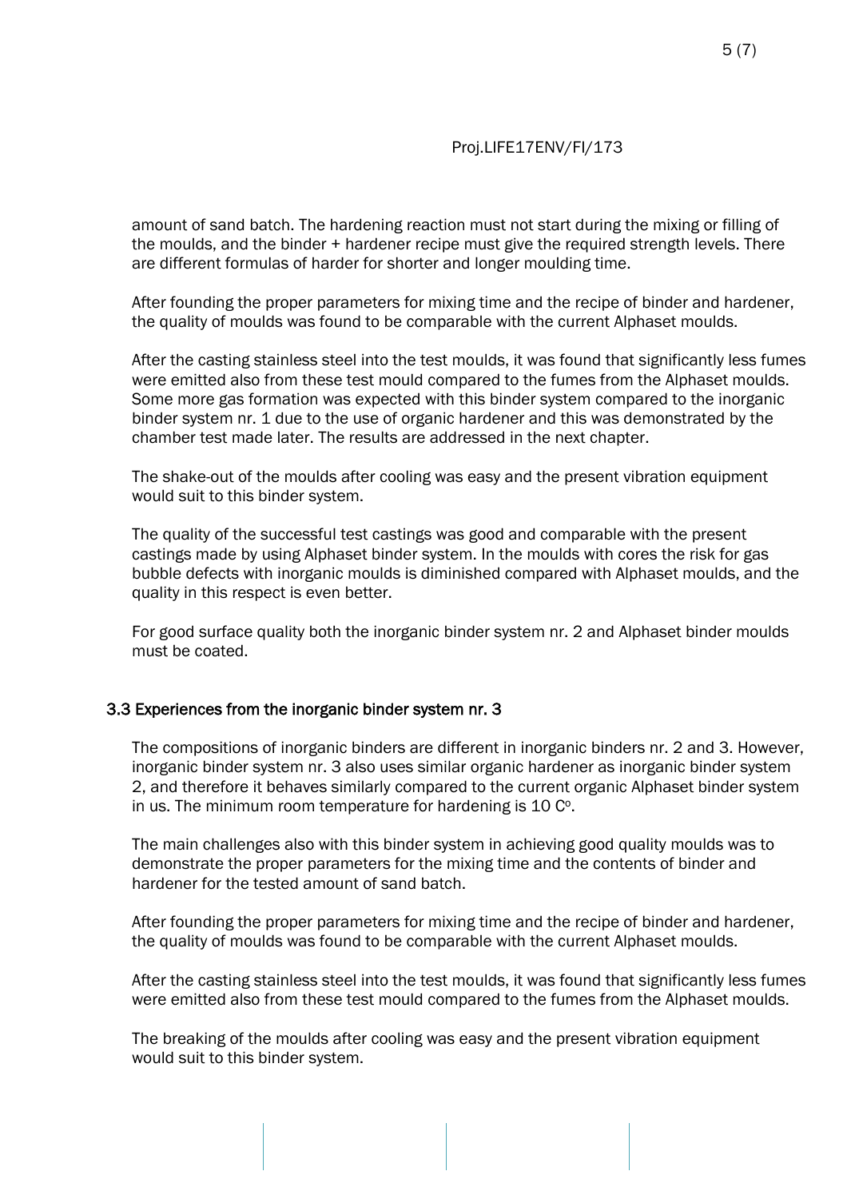amount of sand batch. The hardening reaction must not start during the mixing or filling of the moulds, and the binder + hardener recipe must give the required strength levels. There are different formulas of harder for shorter and longer moulding time.

After founding the proper parameters for mixing time and the recipe of binder and hardener, the quality of moulds was found to be comparable with the current Alphaset moulds.

After the casting stainless steel into the test moulds, it was found that significantly less fumes were emitted also from these test mould compared to the fumes from the Alphaset moulds. Some more gas formation was expected with this binder system compared to the inorganic binder system nr. 1 due to the use of organic hardener and this was demonstrated by the chamber test made later. The results are addressed in the next chapter.

The shake-out of the moulds after cooling was easy and the present vibration equipment would suit to this binder system.

The quality of the successful test castings was good and comparable with the present castings made by using Alphaset binder system. In the moulds with cores the risk for gas bubble defects with inorganic moulds is diminished compared with Alphaset moulds, and the quality in this respect is even better.

For good surface quality both the inorganic binder system nr. 2 and Alphaset binder moulds must be coated.

### 3.3 Experiences from the inorganic binder system nr. 3

The compositions of inorganic binders are different in inorganic binders nr. 2 and 3. However, inorganic binder system nr. 3 also uses similar organic hardener as inorganic binder system 2, and therefore it behaves similarly compared to the current organic Alphaset binder system in us. The minimum room temperature for hardening is 10 C$^{o}$.

The main challenges also with this binder system in achieving good quality moulds was to demonstrate the proper parameters for the mixing time and the contents of binder and hardener for the tested amount of sand batch.

After founding the proper parameters for mixing time and the recipe of binder and hardener, the quality of moulds was found to be comparable with the current Alphaset moulds.

After the casting stainless steel into the test moulds, it was found that significantly less fumes were emitted also from these test mould compared to the fumes from the Alphaset moulds.

The breaking of the moulds after cooling was easy and the present vibration equipment would suit to this binder system.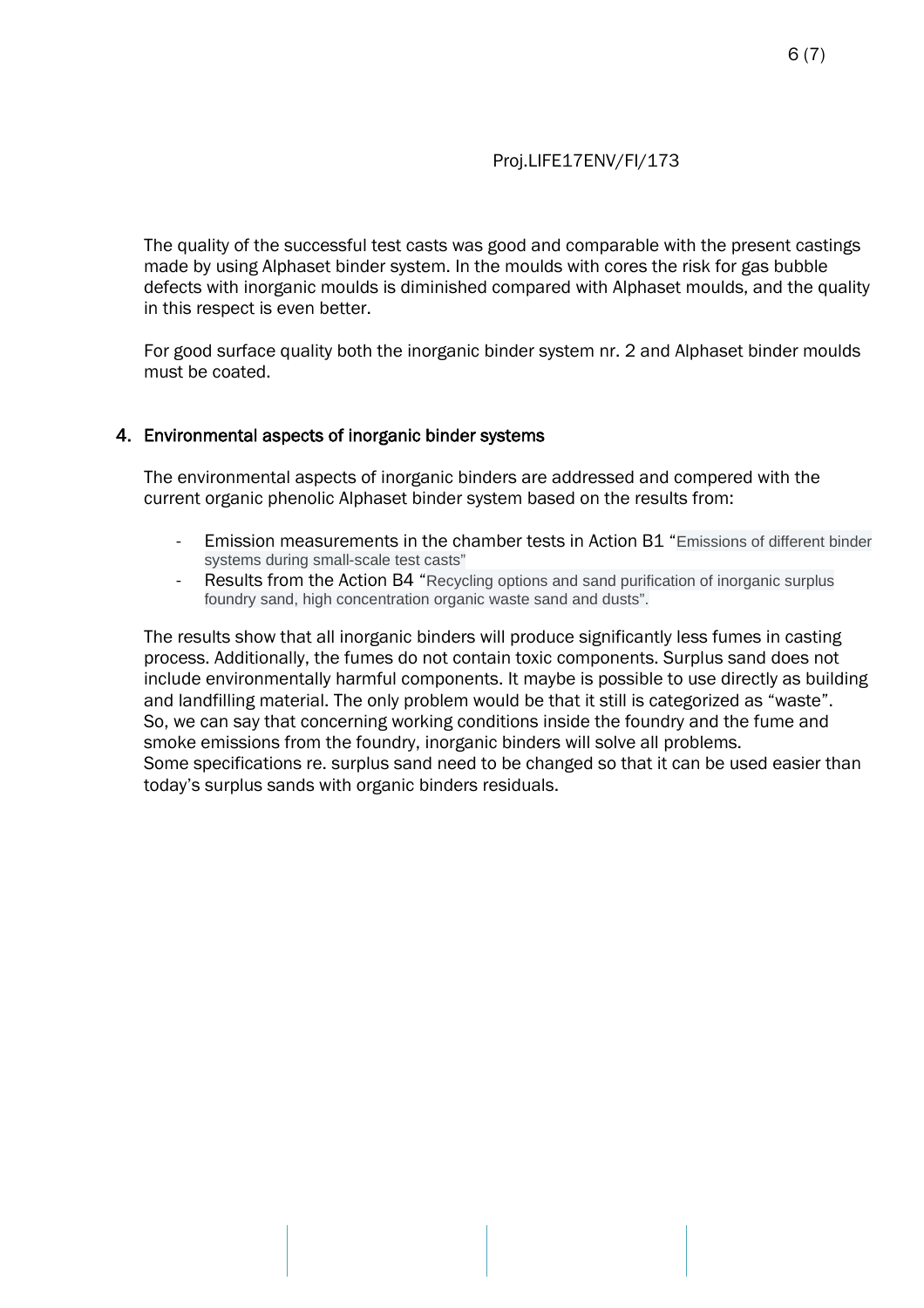The quality of the successful test casts was good and comparable with the present castings made by using Alphaset binder system. In the moulds with cores the risk for gas bubble defects with inorganic moulds is diminished compared with Alphaset moulds, and the quality in this respect is even better.

For good surface quality both the inorganic binder system nr. 2 and Alphaset binder moulds must be coated.

## 4. Environmental aspects of inorganic binder systems

The environmental aspects of inorganic binders are addressed and compered with the current organic phenolic Alphaset binder system based on the results from:

- Emission measurements in the chamber tests in Action B1 "Emissions of different binder systems during small-scale test casts"
- Results from the Action B4 "Recycling options and sand purification of inorganic surplus foundry sand, high concentration organic waste sand and dusts".

The results show that all inorganic binders will produce significantly less fumes in casting process. Additionally, the fumes do not contain toxic components. Surplus sand does not include environmentally harmful components. It maybe is possible to use directly as building and landfilling material. The only problem would be that it still is categorized as "waste". So, we can say that concerning working conditions inside the foundry and the fume and smoke emissions from the foundry, inorganic binders will solve all problems.
Some specifications re. surplus sand need to be changed so that it can be used easier than today's surplus sands with organic binders residuals.